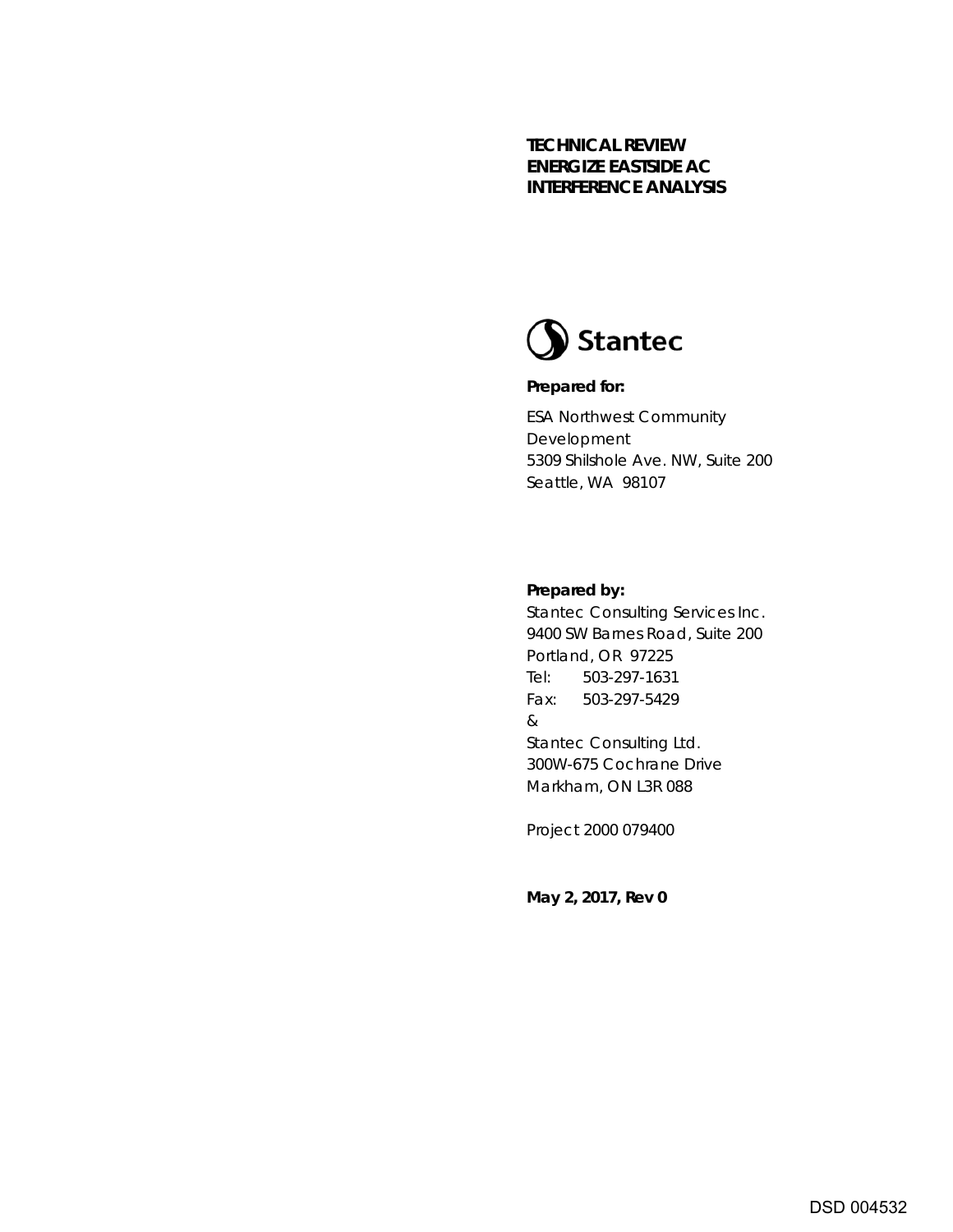# TECHNICAL REVIEW ENERGIZE EASTSIDE AC INTERFERENCE ANALYSIS

Stantec

**Prepared for:**

ESA Northwest Community Development
5309 Shilshole Ave. NW, Suite 200
Seattle, WA 98107

**Prepared by:**

Stantec Consulting Services Inc.
9400 SW Barnes Road, Suite 200
Portland, OR 97225
Tel: 503-297-1631
Fax: 503-297-5429
&
Stantec Consulting Ltd.
300W-675 Cochrane Drive
Markham, ON L3R 0B8

Project 2000 079400

**May 2, 2017, Rev 0**

DSD 004532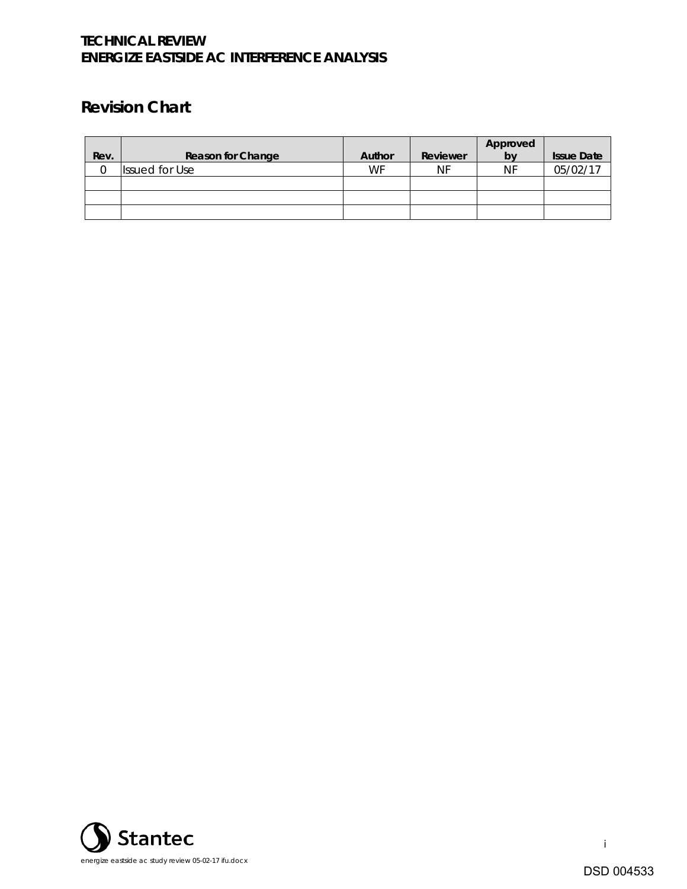## Revision Chart

| Rev. | Reason for Change | Author | Reviewer | Approved by | Issue Date |
|---|---|---|---|---|---|
| 0 | Issued for Use | WF | NF | NF | 05/02/17 |
| | | | | | |
| | | | | | |
| | | | | | |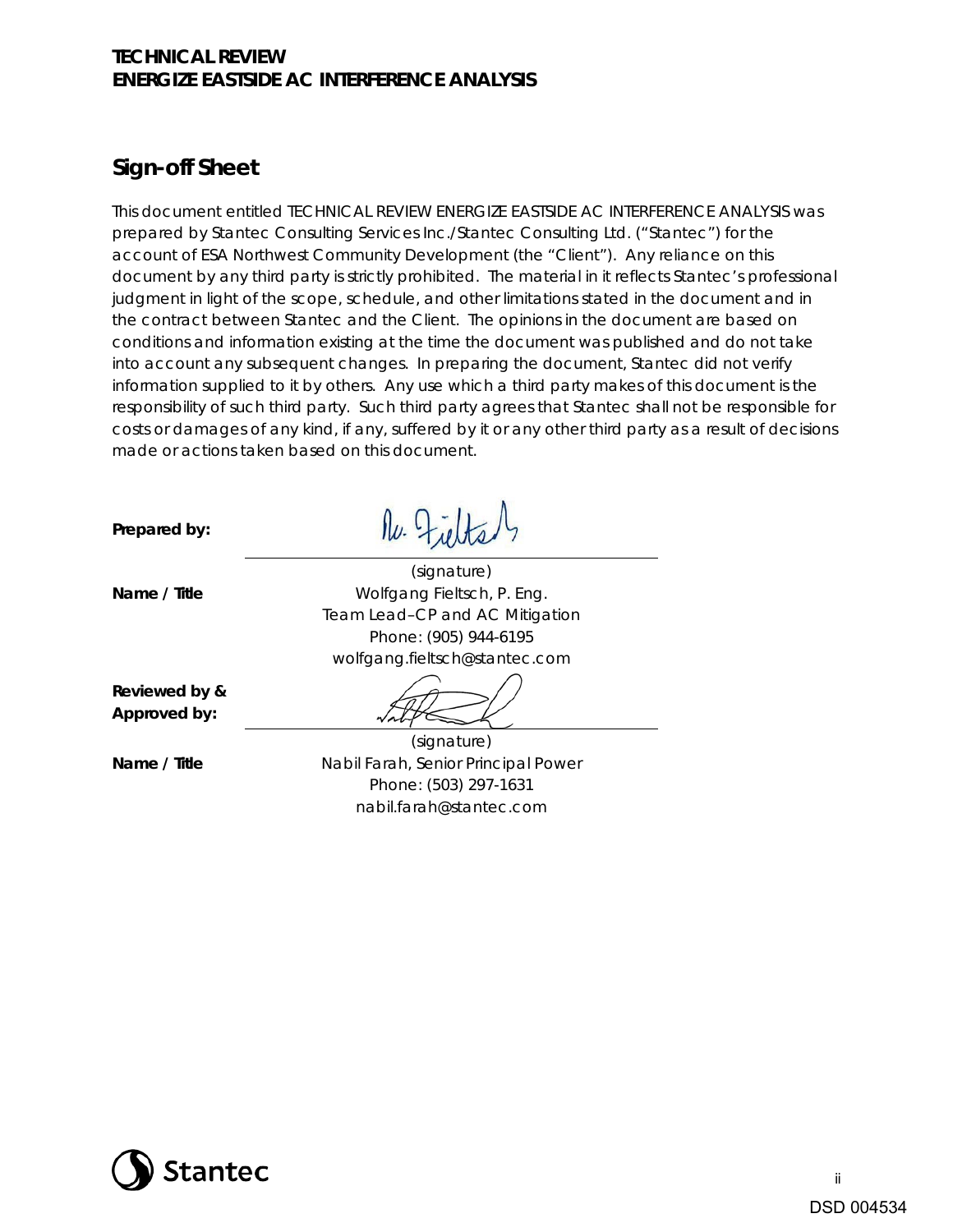## Sign-off Sheet

This document entitled TECHNICAL REVIEW ENERGIZE EASTSIDE AC INTERFERENCE ANALYSIS was prepared by Stantec Consulting Services Inc./Stantec Consulting Ltd. ("Stantec") for the account of ESA Northwest Community Development (the "Client"). Any reliance on this document by any third party is strictly prohibited. The material in it reflects Stantec's professional judgment in light of the scope, schedule, and other limitations stated in the document and in the contract between Stantec and the Client. The opinions in the document are based on conditions and information existing at the time the document was published and do not take into account any subsequent changes. In preparing the document, Stantec did not verify information supplied to it by others. Any use which a third party makes of this document is the responsibility of such third party. Such third party agrees that Stantec shall not be responsible for costs or damages of any kind, if any, suffered by it or any other third party as a result of decisions made or actions taken based on this document.

**Prepared by:**

*(signature)*

**Name / Title**

Wolfgang Fieltsch, P. Eng.
Team Lead–CP and AC Mitigation
Phone: (905) 944-6195
wolfgang.fieltsch@stantec.com

**Reviewed by & Approved by:**

*(signature)*

**Name / Title**

Nabil Farah, Senior Principal Power
Phone: (503) 297-1631
nabil.farah@stantec.com

DSD 004534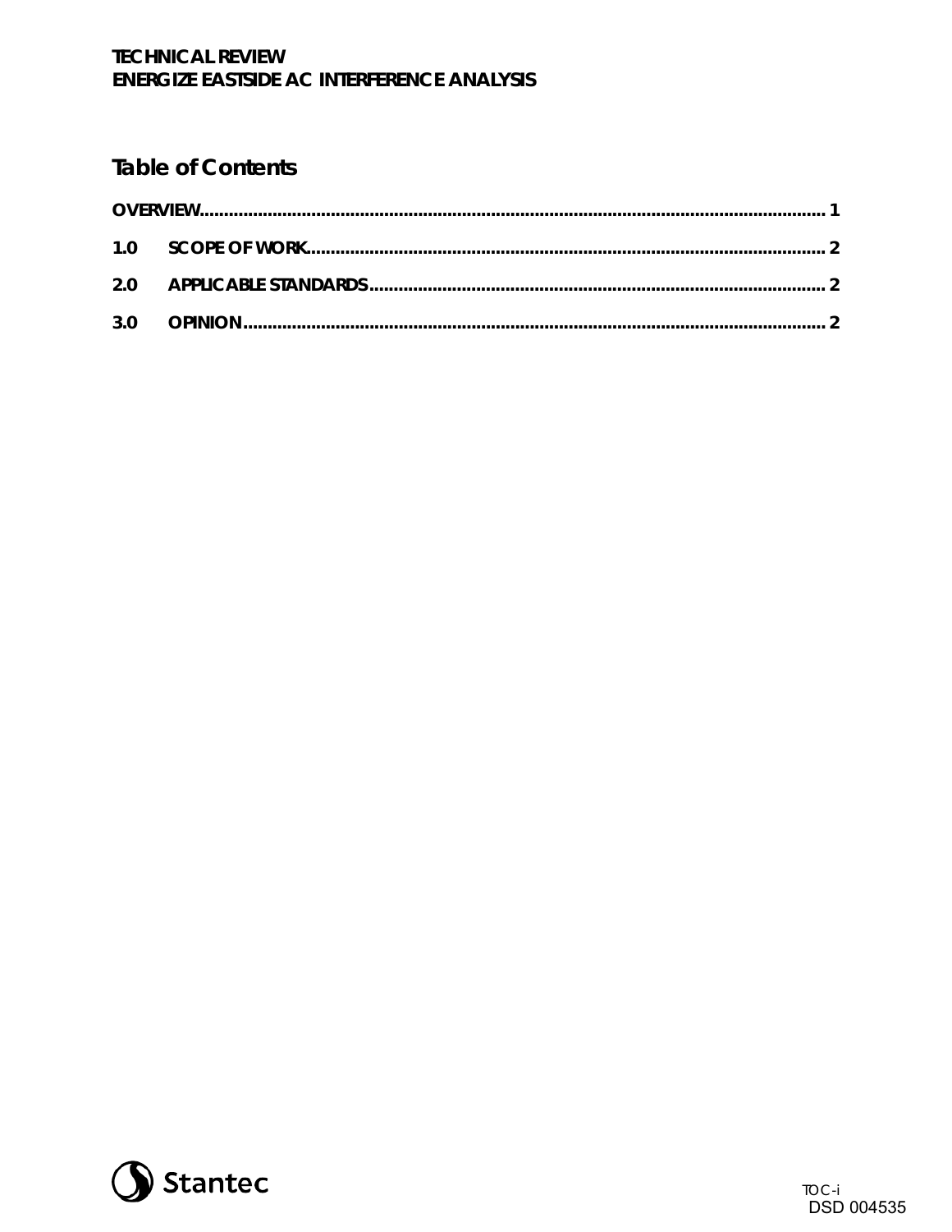## Table of Contents

**OVERVIEW** ............................................................................................................................. 1

**1.0 SCOPE OF WORK** ........................................................................................................ 2

**2.0 APPLICABLE STANDARDS** ........................................................................................... 2

**3.0 OPINION** ...................................................................................................................... 2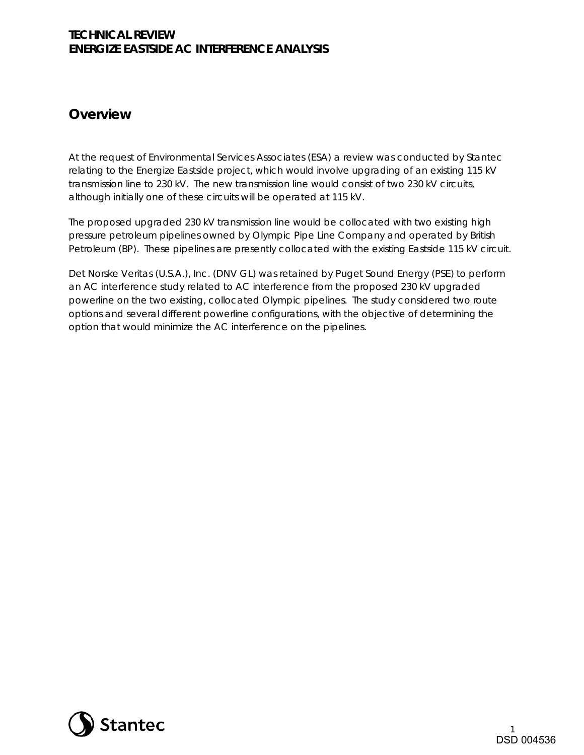## Overview

At the request of Environmental Services Associates (ESA) a review was conducted by Stantec relating to the Energize Eastside project, which would involve upgrading of an existing 115 kV transmission line to 230 kV. The new transmission line would consist of two 230 kV circuits, although initially one of these circuits will be operated at 115 kV.

The proposed upgraded 230 kV transmission line would be collocated with two existing high pressure petroleum pipelines owned by Olympic Pipe Line Company and operated by British Petroleum (BP). These pipelines are presently collocated with the existing Eastside 115 kV circuit.

Det Norske Veritas (U.S.A.), Inc. (DNV GL) was retained by Puget Sound Energy (PSE) to perform an AC interference study related to AC interference from the proposed 230 kV upgraded powerline on the two existing, collocated Olympic pipelines. The study considered two route options and several different powerline configurations, with the objective of determining the option that would minimize the AC interference on the pipelines.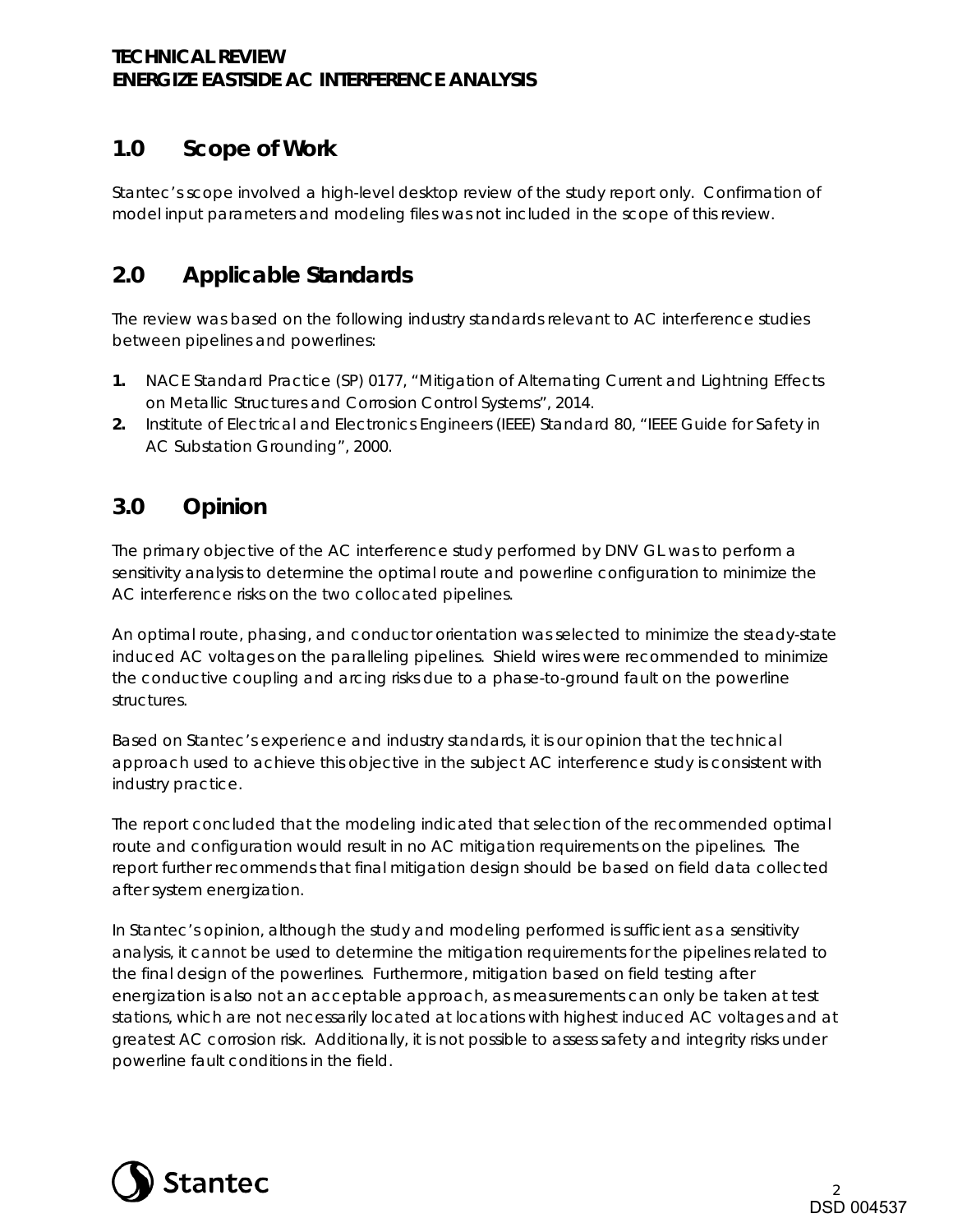## 1.0 Scope of Work

Stantec's scope involved a high-level desktop review of the study report only. Confirmation of model input parameters and modeling files was not included in the scope of this review.

## 2.0 Applicable Standards

The review was based on the following industry standards relevant to AC interference studies between pipelines and powerlines:

1. NACE Standard Practice (SP) 0177, "Mitigation of Alternating Current and Lightning Effects on Metallic Structures and Corrosion Control Systems", 2014.
2. Institute of Electrical and Electronics Engineers (IEEE) Standard 80, "IEEE Guide for Safety in AC Substation Grounding", 2000.

## 3.0 Opinion

The primary objective of the AC interference study performed by DNV GL was to perform a sensitivity analysis to determine the optimal route and powerline configuration to minimize the AC interference risks on the two collocated pipelines.

An optimal route, phasing, and conductor orientation was selected to minimize the steady-state induced AC voltages on the paralleling pipelines. Shield wires were recommended to minimize the conductive coupling and arcing risks due to a phase-to-ground fault on the powerline structures.

Based on Stantec's experience and industry standards, it is our opinion that the technical approach used to achieve this objective in the subject AC interference study is consistent with industry practice.

The report concluded that the modeling indicated that selection of the recommended optimal route and configuration would result in no AC mitigation requirements on the pipelines. The report further recommends that final mitigation design should be based on field data collected after system energization.

In Stantec's opinion, although the study and modeling performed is sufficient as a sensitivity analysis, it cannot be used to determine the mitigation requirements for the pipelines related to the final design of the powerlines. Furthermore, mitigation based on field testing after energization is also not an acceptable approach, as measurements can only be taken at test stations, which are not necessarily located at locations with highest induced AC voltages and at greatest AC corrosion risk. Additionally, it is not possible to assess safety and integrity risks under powerline fault conditions in the field.

DSD 004537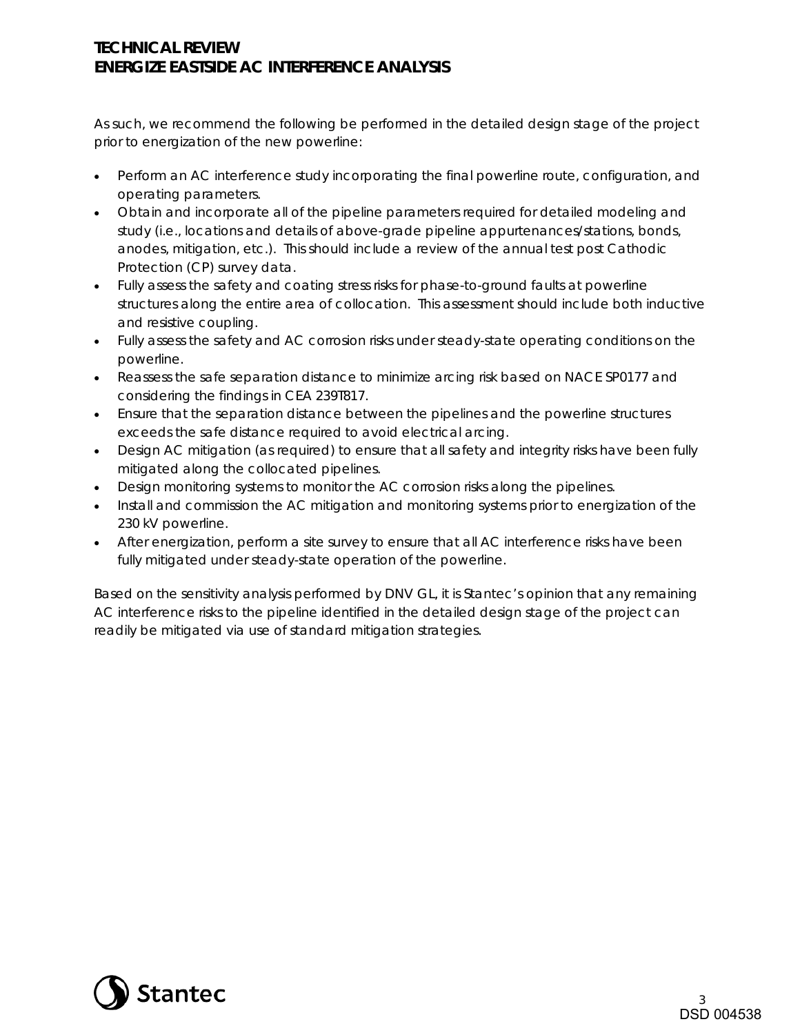As such, we recommend the following be performed in the detailed design stage of the project prior to energization of the new powerline:

- Perform an AC interference study incorporating the final powerline route, configuration, and operating parameters.
- Obtain and incorporate all of the pipeline parameters required for detailed modeling and study (i.e., locations and details of above-grade pipeline appurtenances/stations, bonds, anodes, mitigation, etc.). This should include a review of the annual test post Cathodic Protection (CP) survey data.
- Fully assess the safety and coating stress risks for phase-to-ground faults at powerline structures along the entire area of collocation. This assessment should include both inductive and resistive coupling.
- Fully assess the safety and AC corrosion risks under steady-state operating conditions on the powerline.
- Reassess the safe separation distance to minimize arcing risk based on NACE SP0177 and considering the findings in CEA 239T817.
- Ensure that the separation distance between the pipelines and the powerline structures exceeds the safe distance required to avoid electrical arcing.
- Design AC mitigation (as required) to ensure that all safety and integrity risks have been fully mitigated along the collocated pipelines.
- Design monitoring systems to monitor the AC corrosion risks along the pipelines.
- Install and commission the AC mitigation and monitoring systems prior to energization of the 230 kV powerline.
- After energization, perform a site survey to ensure that all AC interference risks have been fully mitigated under steady-state operation of the powerline.

Based on the sensitivity analysis performed by DNV GL, it is Stantec's opinion that any remaining AC interference risks to the pipeline identified in the detailed design stage of the project can readily be mitigated via use of standard mitigation strategies.

DSD 004538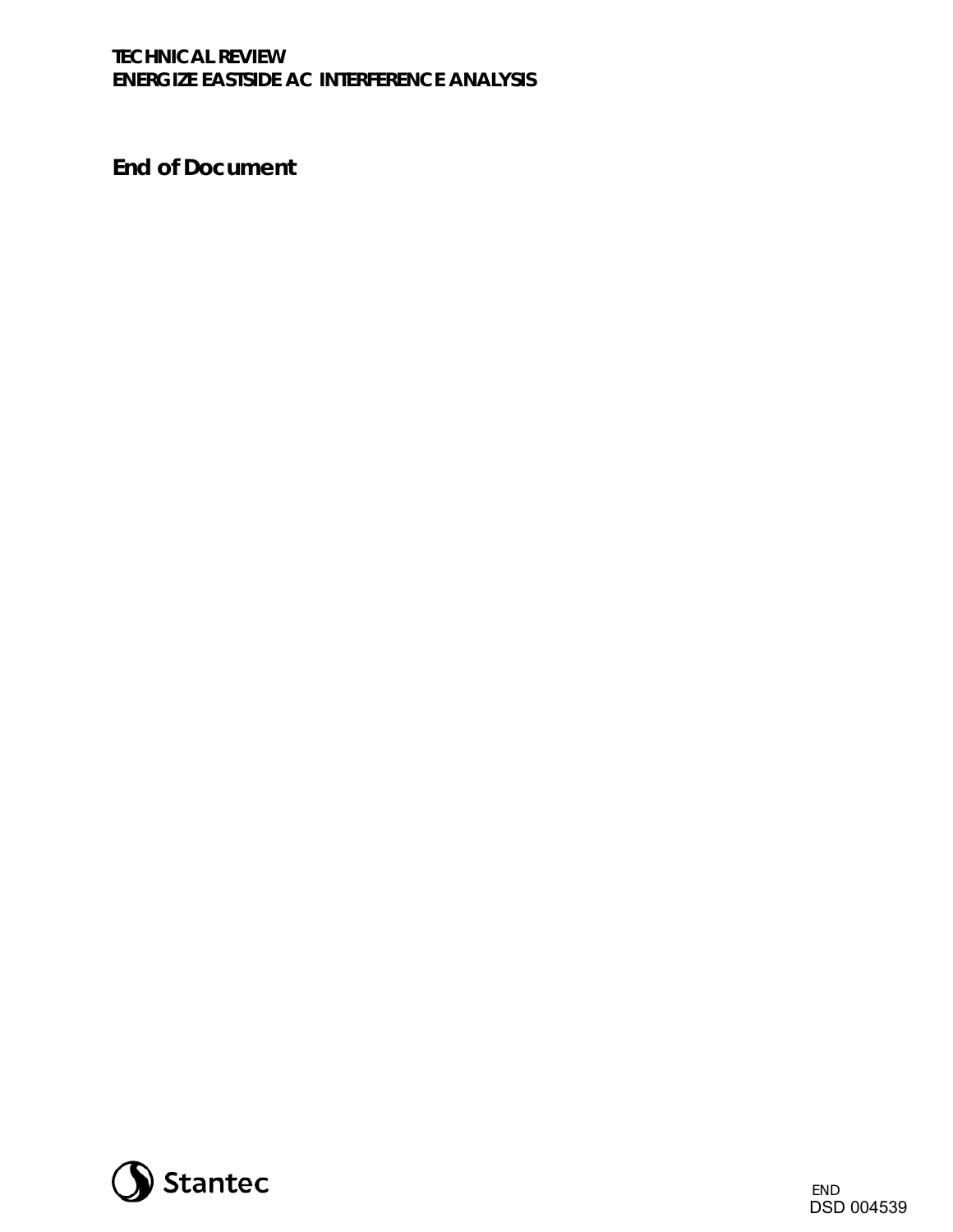**End of Document**

END
DSD 004539